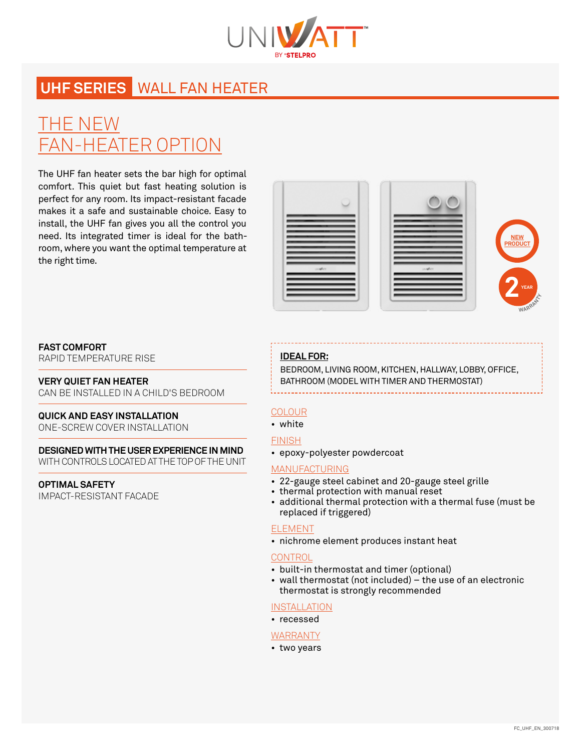UNIWATT™ BY STELPRO

# UHF SERIES WALL FAN HEATER

## THE NEW FAN-HEATER OPTION

The UHF fan heater sets the bar high for optimal comfort. This quiet but fast heating solution is perfect for any room. Its impact-resistant facade makes it a safe and sustainable choice. Easy to install, the UHF fan gives you all the control you need. Its integrated timer is ideal for the bathroom, where you want the optimal temperature at the right time.

NEW PRODUCT

2 YEAR WARRANTY

**FAST COMFORT**
RAPID TEMPERATURE RISE

**VERY QUIET FAN HEATER**
CAN BE INSTALLED IN A CHILD'S BEDROOM

**QUICK AND EASY INSTALLATION**
ONE-SCREW COVER INSTALLATION

**DESIGNED WITH THE USER EXPERIENCE IN MIND**
WITH CONTROLS LOCATED AT THE TOP OF THE UNIT

**OPTIMAL SAFETY**
IMPACT-RESISTANT FACADE

**IDEAL FOR:**
BEDROOM, LIVING ROOM, KITCHEN, HALLWAY, LOBBY, OFFICE, BATHROOM (MODEL WITH TIMER AND THERMOSTAT)

### COLOUR
- white

### FINISH
- epoxy-polyester powdercoat

### MANUFACTURING
- 22-gauge steel cabinet and 20-gauge steel grille
- thermal protection with manual reset
- additional thermal protection with a thermal fuse (must be replaced if triggered)

### ELEMENT
- nichrome element produces instant heat

### CONTROL
- built-in thermostat and timer (optional)
- wall thermostat (not included) – the use of an electronic thermostat is strongly recommended

### INSTALLATION
- recessed

### WARRANTY
- two years

FC_UHF_EN_300718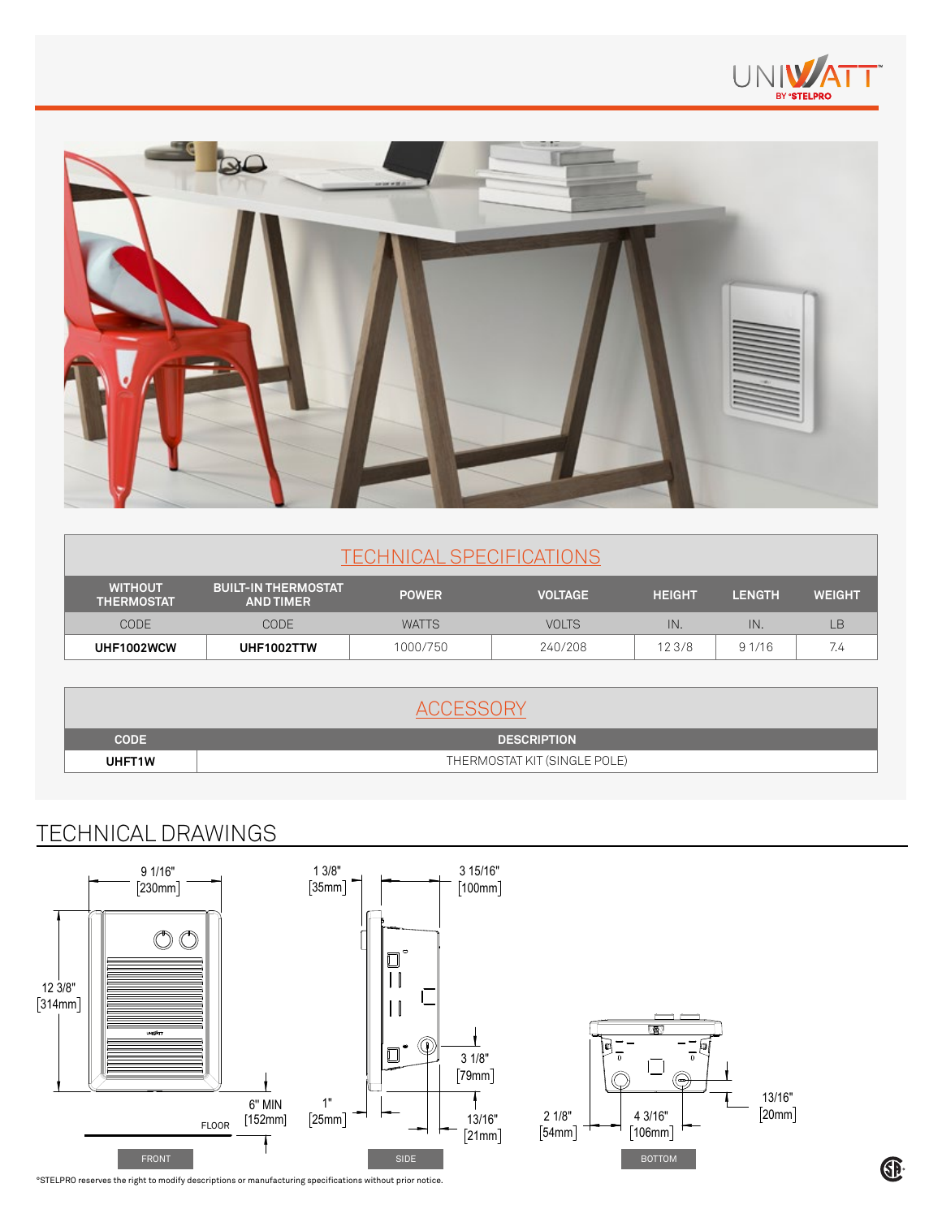## TECHNICAL SPECIFICATIONS

| WITHOUT THERMOSTAT | BUILT-IN THERMOSTAT AND TIMER | POWER | VOLTAGE | HEIGHT | LENGTH | WEIGHT |
|---|---|---|---|---|---|---|
| CODE | CODE | WATTS | VOLTS | IN. | IN. | LB |
| **UHF1002WCW** | **UHF1002TTW** | 1000/750 | 240/208 | 12 3/8 | 9 1/16 | 7.4 |

## ACCESSORY

| CODE | DESCRIPTION |
|---|---|
| **UHFT1W** | THERMOSTAT KIT (SINGLE POLE) |

## TECHNICAL DRAWINGS

9 1/16" [230mm]
12 3/8" [314mm]
6" MIN [152mm]
FLOOR
FRONT

1 3/8" [35mm]
3 15/16" [100mm]
3 1/8" [79mm]
1" [25mm]
13/16" [21mm]
SIDE

2 1/8" [54mm]
4 3/16" [106mm]
13/16" [20mm]
BOTTOM

®STELPRO reserves the right to modify descriptions or manufacturing specifications without prior notice.